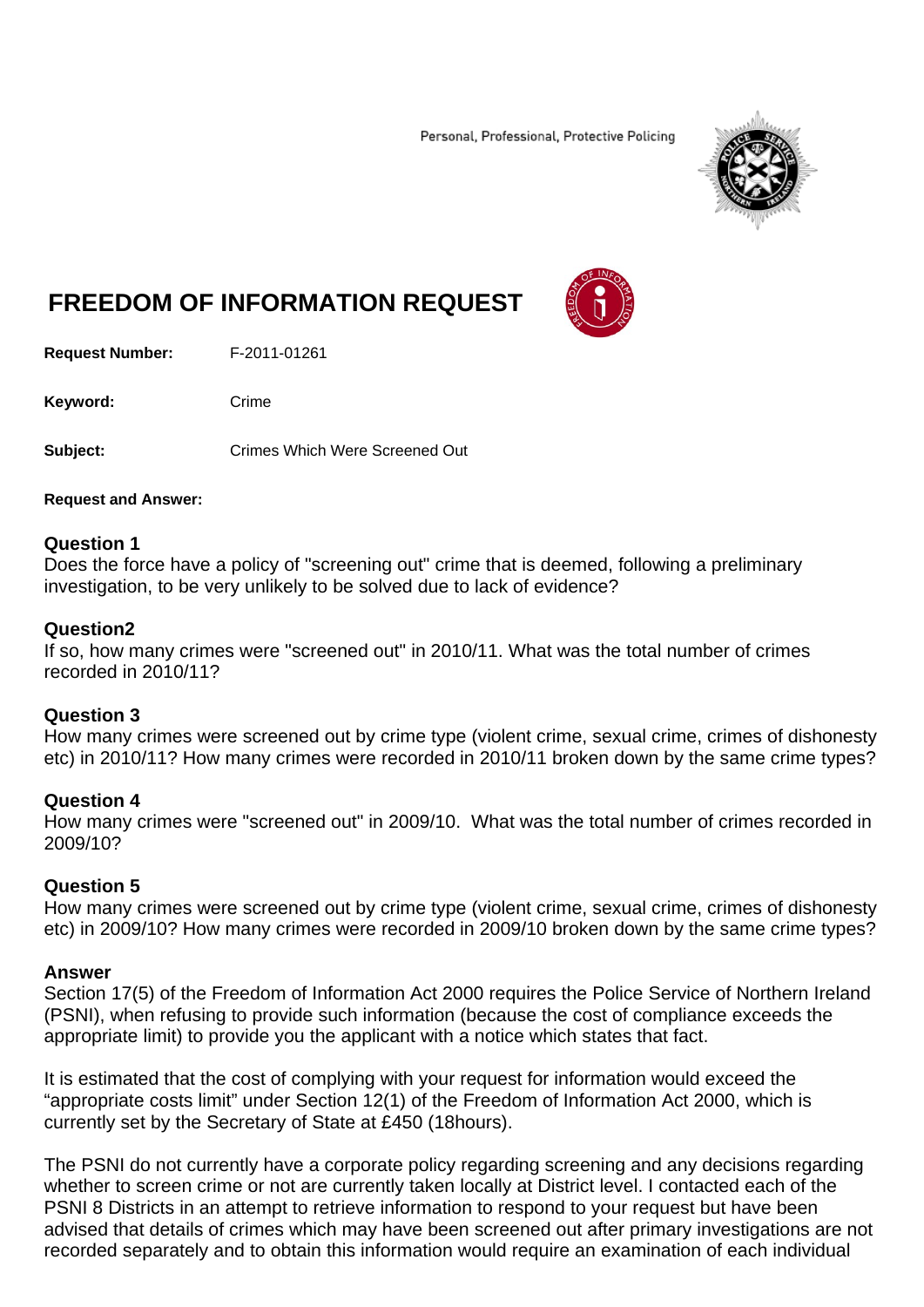Personal, Professional, Protective Policing

# FREEDOM OF INFORMATION REQUEST

**Request Number:** F-2011-01261

**Keyword:** Crime

**Subject:** Crimes Which Were Screened Out

**Request and Answer:**

**Question 1**
Does the force have a policy of "screening out" crime that is deemed, following a preliminary investigation, to be very unlikely to be solved due to lack of evidence?

**Question2**
If so, how many crimes were "screened out" in 2010/11. What was the total number of crimes recorded in 2010/11?

**Question 3**
How many crimes were screened out by crime type (violent crime, sexual crime, crimes of dishonesty etc) in 2010/11? How many crimes were recorded in 2010/11 broken down by the same crime types?

**Question 4**
How many crimes were "screened out" in 2009/10. What was the total number of crimes recorded in 2009/10?

**Question 5**
How many crimes were screened out by crime type (violent crime, sexual crime, crimes of dishonesty etc) in 2009/10? How many crimes were recorded in 2009/10 broken down by the same crime types?

**Answer**
Section 17(5) of the Freedom of Information Act 2000 requires the Police Service of Northern Ireland (PSNI), when refusing to provide such information (because the cost of compliance exceeds the appropriate limit) to provide you the applicant with a notice which states that fact.

It is estimated that the cost of complying with your request for information would exceed the "appropriate costs limit" under Section 12(1) of the Freedom of Information Act 2000, which is currently set by the Secretary of State at £450 (18hours).

The PSNI do not currently have a corporate policy regarding screening and any decisions regarding whether to screen crime or not are currently taken locally at District level. I contacted each of the PSNI 8 Districts in an attempt to retrieve information to respond to your request but have been advised that details of crimes which may have been screened out after primary investigations are not recorded separately and to obtain this information would require an examination of each individual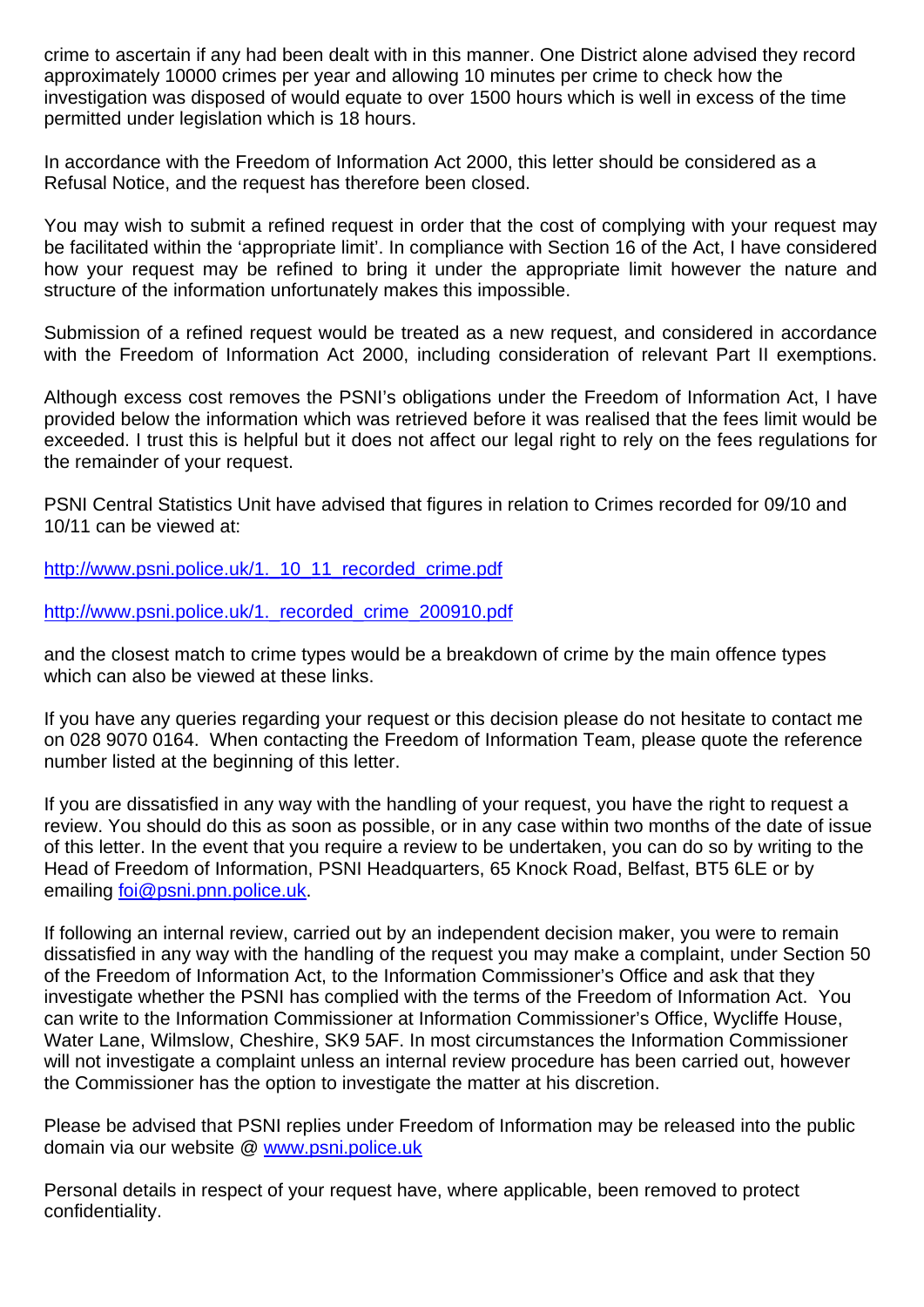crime to ascertain if any had been dealt with in this manner. One District alone advised they record approximately 10000 crimes per year and allowing 10 minutes per crime to check how the investigation was disposed of would equate to over 1500 hours which is well in excess of the time permitted under legislation which is 18 hours.

In accordance with the Freedom of Information Act 2000, this letter should be considered as a Refusal Notice, and the request has therefore been closed.

You may wish to submit a refined request in order that the cost of complying with your request may be facilitated within the 'appropriate limit'. In compliance with Section 16 of the Act, I have considered how your request may be refined to bring it under the appropriate limit however the nature and structure of the information unfortunately makes this impossible.

Submission of a refined request would be treated as a new request, and considered in accordance with the Freedom of Information Act 2000, including consideration of relevant Part II exemptions.

Although excess cost removes the PSNI's obligations under the Freedom of Information Act, I have provided below the information which was retrieved before it was realised that the fees limit would be exceeded. I trust this is helpful but it does not affect our legal right to rely on the fees regulations for the remainder of your request.

PSNI Central Statistics Unit have advised that figures in relation to Crimes recorded for 09/10 and 10/11 can be viewed at:

[http://www.psni.police.uk/1._10_11_recorded_crime.pdf](http://www.psni.police.uk/1._10_11_recorded_crime.pdf)

[http://www.psni.police.uk/1._recorded_crime_200910.pdf](http://www.psni.police.uk/1._recorded_crime_200910.pdf)

and the closest match to crime types would be a breakdown of crime by the main offence types which can also be viewed at these links.

If you have any queries regarding your request or this decision please do not hesitate to contact me on 028 9070 0164. When contacting the Freedom of Information Team, please quote the reference number listed at the beginning of this letter.

If you are dissatisfied in any way with the handling of your request, you have the right to request a review. You should do this as soon as possible, or in any case within two months of the date of issue of this letter. In the event that you require a review to be undertaken, you can do so by writing to the Head of Freedom of Information, PSNI Headquarters, 65 Knock Road, Belfast, BT5 6LE or by emailing [foi@psni.pnn.police.uk](mailto:foi@psni.pnn.police.uk).

If following an internal review, carried out by an independent decision maker, you were to remain dissatisfied in any way with the handling of the request you may make a complaint, under Section 50 of the Freedom of Information Act, to the Information Commissioner's Office and ask that they investigate whether the PSNI has complied with the terms of the Freedom of Information Act. You can write to the Information Commissioner at Information Commissioner's Office, Wycliffe House, Water Lane, Wilmslow, Cheshire, SK9 5AF. In most circumstances the Information Commissioner will not investigate a complaint unless an internal review procedure has been carried out, however the Commissioner has the option to investigate the matter at his discretion.

Please be advised that PSNI replies under Freedom of Information may be released into the public domain via our website @ [www.psni.police.uk](http://www.psni.police.uk)

Personal details in respect of your request have, where applicable, been removed to protect confidentiality.